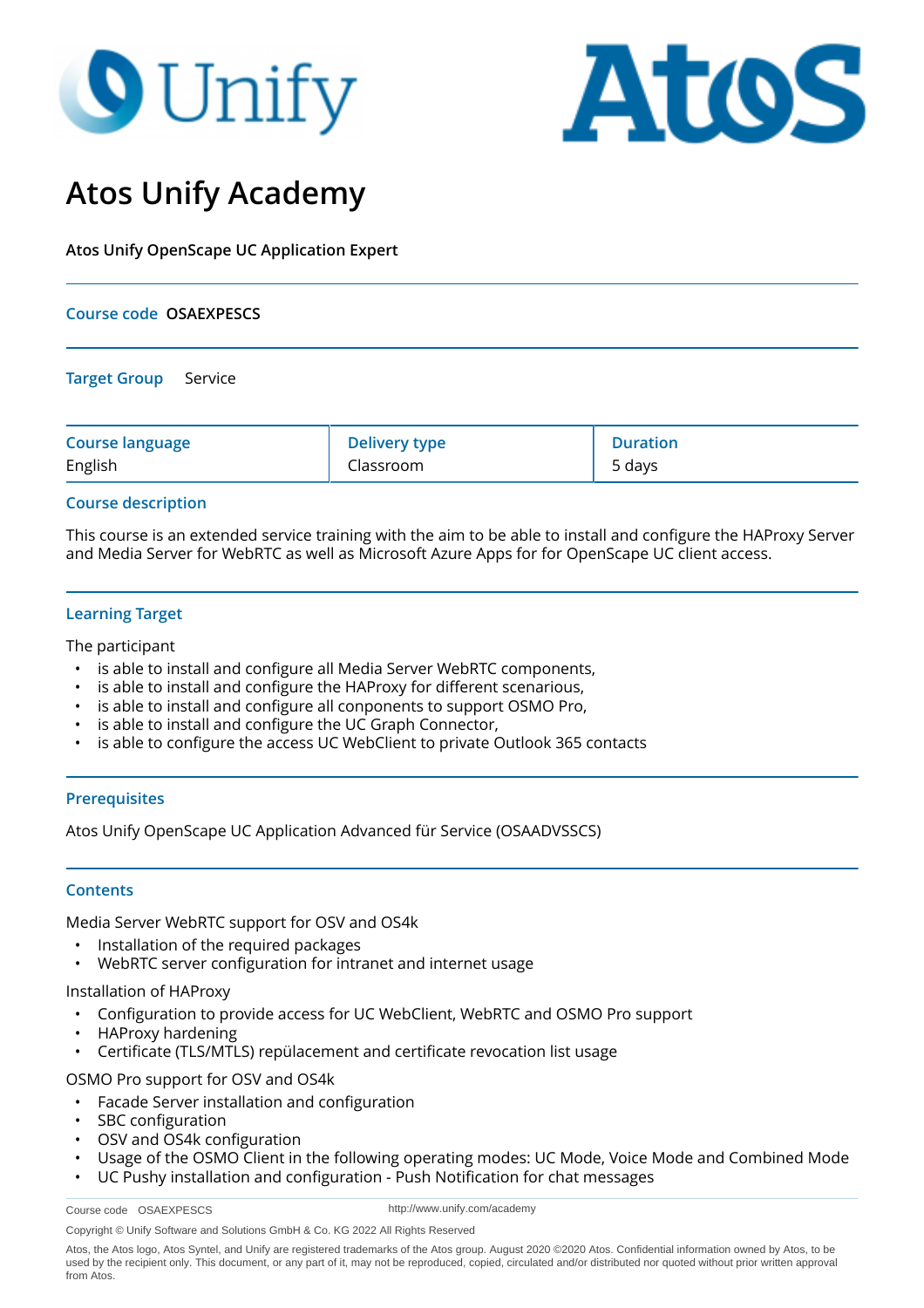# Atos Unify Academy

**Atos Unify OpenScape UC Application Expert**

---

**Course code** OSAEXPESCS

---

**Target Group** Service

| Course language | Delivery type | Duration |
|---|---|---|
| English | Classroom | 5 days |

## Course description

This course is an extended service training with the aim to be able to install and configure the HAProxy Server and Media Server for WebRTC as well as Microsoft Azure Apps for for OpenScape UC client access.

## Learning Target

The participant

- is able to install and configure all Media Server WebRTC components,
- is able to install and configure the HAProxy for different scenarious,
- is able to install and configure all conponents to support OSMO Pro,
- is able to install and configure the UC Graph Connector,
- is able to configure the access UC WebClient to private Outlook 365 contacts

## Prerequisites

Atos Unify OpenScape UC Application Advanced für Service (OSAADVSSCS)

## Contents

Media Server WebRTC support for OSV and OS4k

- Installation of the required packages
- WebRTC server configuration for intranet and internet usage

Installation of HAProxy

- Configuration to provide access for UC WebClient, WebRTC and OSMO Pro support
- HAProxy hardening
- Certificate (TLS/MTLS) repülacement and certificate revocation list usage

OSMO Pro support for OSV and OS4k

- Facade Server installation and configuration
- SBC configuration
- OSV and OS4k configuration
- Usage of the OSMO Client in the following operating modes: UC Mode, Voice Mode and Combined Mode
- UC Pushy installation and configuration - Push Notification for chat messages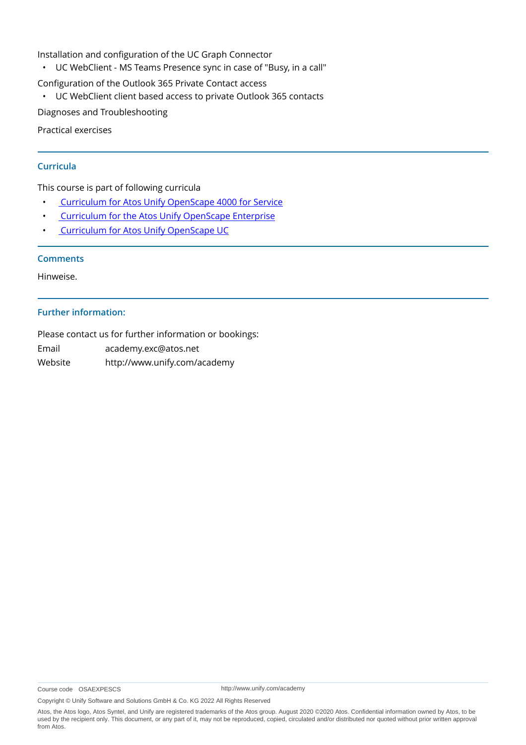Installation and configuration of the UC Graph Connector

- UC WebClient - MS Teams Presence sync in case of "Busy, in a call"

Configuration of the Outlook 365 Private Contact access

- UC WebClient client based access to private Outlook 365 contacts

Diagnoses and Troubleshooting

Practical exercises

## Curricula

This course is part of following curricula

- Curriculum for Atos Unify OpenScape 4000 for Service
- Curriculum for the Atos Unify OpenScape Enterprise
- Curriculum for Atos Unify OpenScape UC

## Comments

Hinweise.

## Further information:

Please contact us for further information or bookings:

| | |
|---|---|
| Email | academy.exc@atos.net |
| Website | http://www.unify.com/academy |

Course code OSAEXPESCS

http://www.unify.com/academy

Copyright © Unify Software and Solutions GmbH & Co. KG 2022 All Rights Reserved

Atos, the Atos logo, Atos Syntel, and Unify are registered trademarks of the Atos group. August 2020 ©2020 Atos. Confidential information owned by Atos, to be used by the recipient only. This document, or any part of it, may not be reproduced, copied, circulated and/or distributed nor quoted without prior written approval from Atos.